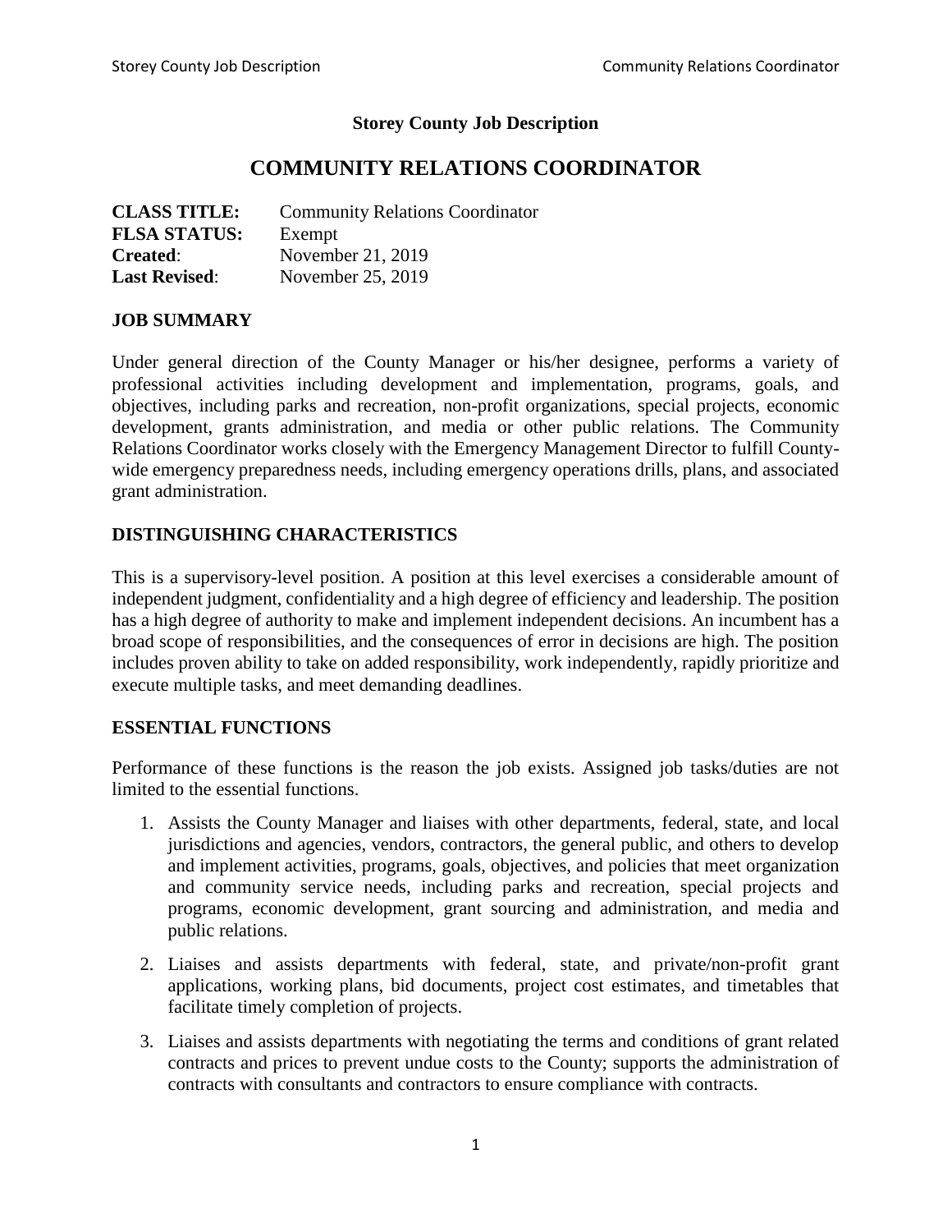**Storey County Job Description**

# COMMUNITY RELATIONS COORDINATOR

**CLASS TITLE:** Community Relations Coordinator
**FLSA STATUS:** Exempt
**Created**: November 21, 2019
**Last Revised**: November 25, 2019

## JOB SUMMARY

Under general direction of the County Manager or his/her designee, performs a variety of professional activities including development and implementation, programs, goals, and objectives, including parks and recreation, non-profit organizations, special projects, economic development, grants administration, and media or other public relations. The Community Relations Coordinator works closely with the Emergency Management Director to fulfill County-wide emergency preparedness needs, including emergency operations drills, plans, and associated grant administration.

## DISTINGUISHING CHARACTERISTICS

This is a supervisory-level position. A position at this level exercises a considerable amount of independent judgment, confidentiality and a high degree of efficiency and leadership. The position has a high degree of authority to make and implement independent decisions. An incumbent has a broad scope of responsibilities, and the consequences of error in decisions are high. The position includes proven ability to take on added responsibility, work independently, rapidly prioritize and execute multiple tasks, and meet demanding deadlines.

## ESSENTIAL FUNCTIONS

Performance of these functions is the reason the job exists. Assigned job tasks/duties are not limited to the essential functions.

1. Assists the County Manager and liaises with other departments, federal, state, and local jurisdictions and agencies, vendors, contractors, the general public, and others to develop and implement activities, programs, goals, objectives, and policies that meet organization and community service needs, including parks and recreation, special projects and programs, economic development, grant sourcing and administration, and media and public relations.
2. Liaises and assists departments with federal, state, and private/non-profit grant applications, working plans, bid documents, project cost estimates, and timetables that facilitate timely completion of projects.
3. Liaises and assists departments with negotiating the terms and conditions of grant related contracts and prices to prevent undue costs to the County; supports the administration of contracts with consultants and contractors to ensure compliance with contracts.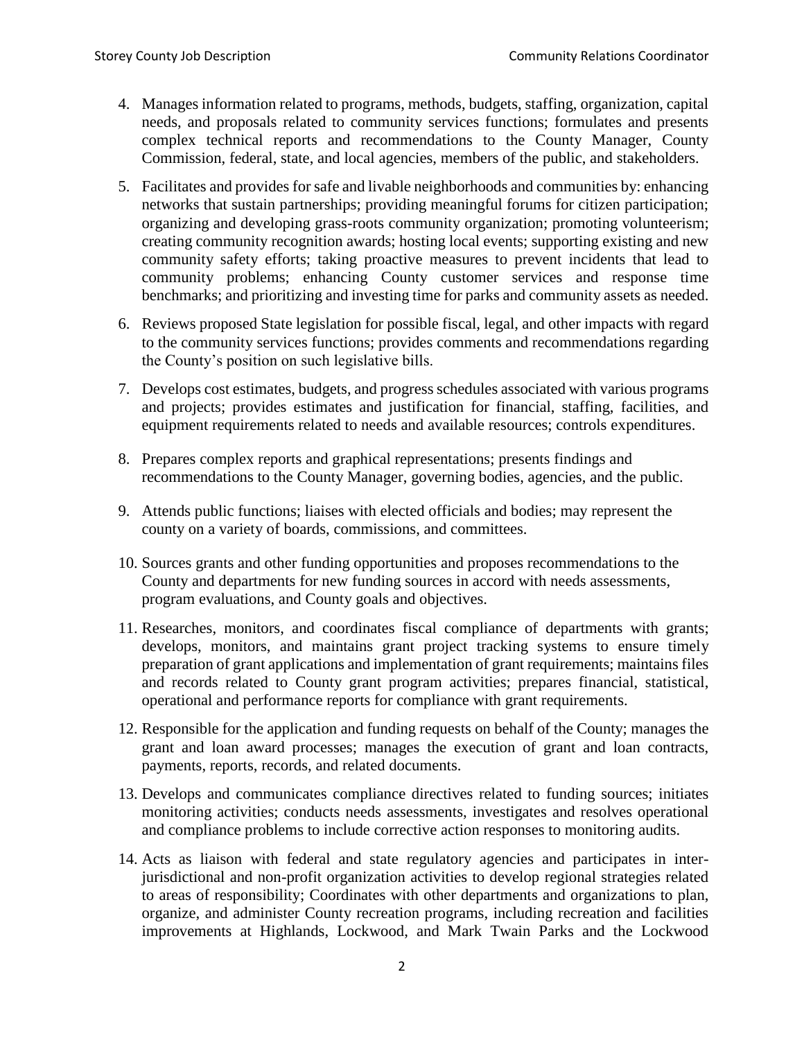4. Manages information related to programs, methods, budgets, staffing, organization, capital needs, and proposals related to community services functions; formulates and presents complex technical reports and recommendations to the County Manager, County Commission, federal, state, and local agencies, members of the public, and stakeholders.

5. Facilitates and provides for safe and livable neighborhoods and communities by: enhancing networks that sustain partnerships; providing meaningful forums for citizen participation; organizing and developing grass-roots community organization; promoting volunteerism; creating community recognition awards; hosting local events; supporting existing and new community safety efforts; taking proactive measures to prevent incidents that lead to community problems; enhancing County customer services and response time benchmarks; and prioritizing and investing time for parks and community assets as needed.

6. Reviews proposed State legislation for possible fiscal, legal, and other impacts with regard to the community services functions; provides comments and recommendations regarding the County's position on such legislative bills.

7. Develops cost estimates, budgets, and progress schedules associated with various programs and projects; provides estimates and justification for financial, staffing, facilities, and equipment requirements related to needs and available resources; controls expenditures.

8. Prepares complex reports and graphical representations; presents findings and recommendations to the County Manager, governing bodies, agencies, and the public.

9. Attends public functions; liaises with elected officials and bodies; may represent the county on a variety of boards, commissions, and committees.

10. Sources grants and other funding opportunities and proposes recommendations to the County and departments for new funding sources in accord with needs assessments, program evaluations, and County goals and objectives.

11. Researches, monitors, and coordinates fiscal compliance of departments with grants; develops, monitors, and maintains grant project tracking systems to ensure timely preparation of grant applications and implementation of grant requirements; maintains files and records related to County grant program activities; prepares financial, statistical, operational and performance reports for compliance with grant requirements.

12. Responsible for the application and funding requests on behalf of the County; manages the grant and loan award processes; manages the execution of grant and loan contracts, payments, reports, records, and related documents.

13. Develops and communicates compliance directives related to funding sources; initiates monitoring activities; conducts needs assessments, investigates and resolves operational and compliance problems to include corrective action responses to monitoring audits.

14. Acts as liaison with federal and state regulatory agencies and participates in inter-jurisdictional and non-profit organization activities to develop regional strategies related to areas of responsibility; Coordinates with other departments and organizations to plan, organize, and administer County recreation programs, including recreation and facilities improvements at Highlands, Lockwood, and Mark Twain Parks and the Lockwood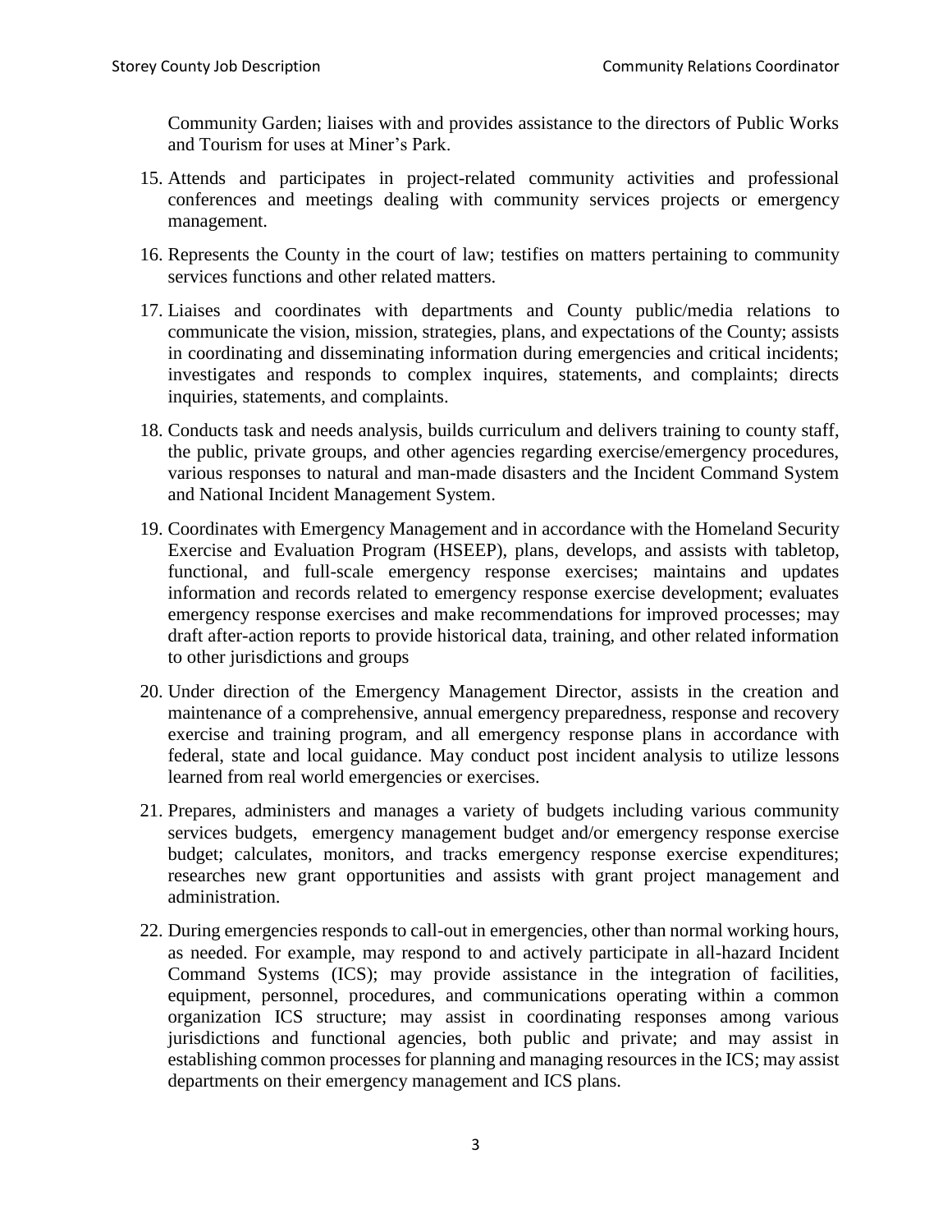Community Garden; liaises with and provides assistance to the directors of Public Works and Tourism for uses at Miner's Park.

15. Attends and participates in project-related community activities and professional conferences and meetings dealing with community services projects or emergency management.

16. Represents the County in the court of law; testifies on matters pertaining to community services functions and other related matters.

17. Liaises and coordinates with departments and County public/media relations to communicate the vision, mission, strategies, plans, and expectations of the County; assists in coordinating and disseminating information during emergencies and critical incidents; investigates and responds to complex inquires, statements, and complaints; directs inquiries, statements, and complaints.

18. Conducts task and needs analysis, builds curriculum and delivers training to county staff, the public, private groups, and other agencies regarding exercise/emergency procedures, various responses to natural and man-made disasters and the Incident Command System and National Incident Management System.

19. Coordinates with Emergency Management and in accordance with the Homeland Security Exercise and Evaluation Program (HSEEP), plans, develops, and assists with tabletop, functional, and full-scale emergency response exercises; maintains and updates information and records related to emergency response exercise development; evaluates emergency response exercises and make recommendations for improved processes; may draft after-action reports to provide historical data, training, and other related information to other jurisdictions and groups

20. Under direction of the Emergency Management Director, assists in the creation and maintenance of a comprehensive, annual emergency preparedness, response and recovery exercise and training program, and all emergency response plans in accordance with federal, state and local guidance. May conduct post incident analysis to utilize lessons learned from real world emergencies or exercises.

21. Prepares, administers and manages a variety of budgets including various community services budgets, emergency management budget and/or emergency response exercise budget; calculates, monitors, and tracks emergency response exercise expenditures; researches new grant opportunities and assists with grant project management and administration.

22. During emergencies responds to call-out in emergencies, other than normal working hours, as needed. For example, may respond to and actively participate in all-hazard Incident Command Systems (ICS); may provide assistance in the integration of facilities, equipment, personnel, procedures, and communications operating within a common organization ICS structure; may assist in coordinating responses among various jurisdictions and functional agencies, both public and private; and may assist in establishing common processes for planning and managing resources in the ICS; may assist departments on their emergency management and ICS plans.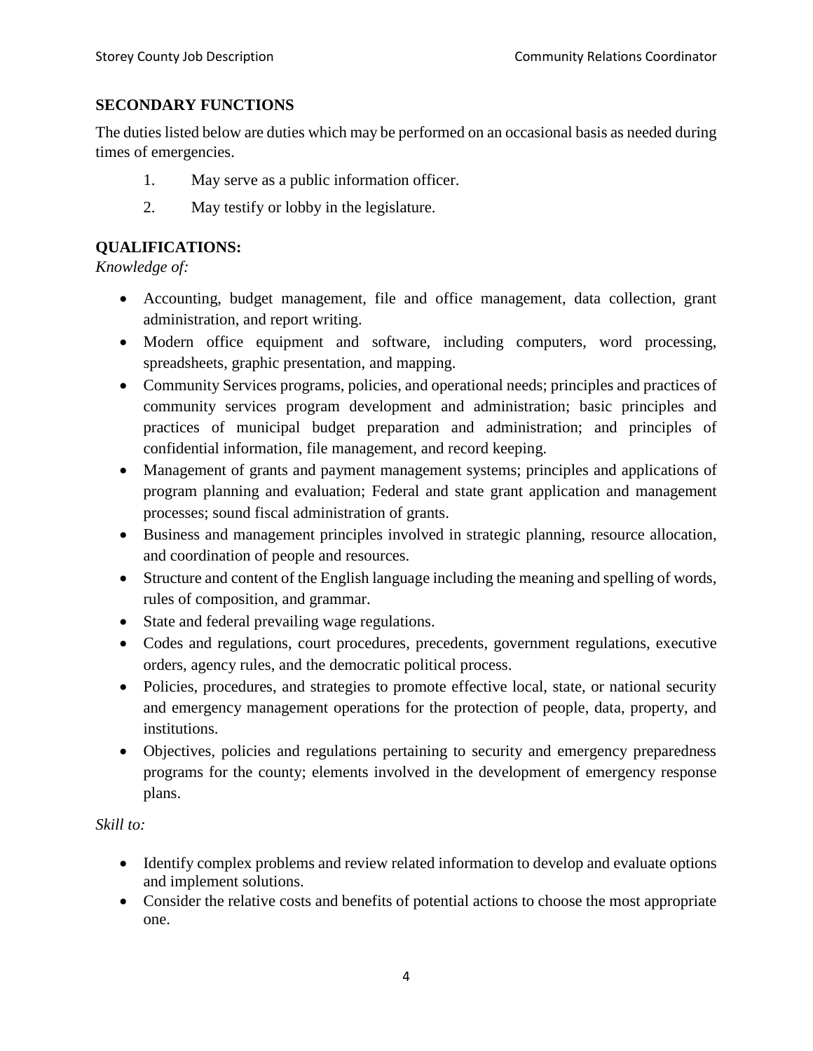## SECONDARY FUNCTIONS

The duties listed below are duties which may be performed on an occasional basis as needed during times of emergencies.

1. May serve as a public information officer.
2. May testify or lobby in the legislature.

## QUALIFICATIONS:

*Knowledge of:*

- Accounting, budget management, file and office management, data collection, grant administration, and report writing.
- Modern office equipment and software, including computers, word processing, spreadsheets, graphic presentation, and mapping.
- Community Services programs, policies, and operational needs; principles and practices of community services program development and administration; basic principles and practices of municipal budget preparation and administration; and principles of confidential information, file management, and record keeping.
- Management of grants and payment management systems; principles and applications of program planning and evaluation; Federal and state grant application and management processes; sound fiscal administration of grants.
- Business and management principles involved in strategic planning, resource allocation, and coordination of people and resources.
- Structure and content of the English language including the meaning and spelling of words, rules of composition, and grammar.
- State and federal prevailing wage regulations.
- Codes and regulations, court procedures, precedents, government regulations, executive orders, agency rules, and the democratic political process.
- Policies, procedures, and strategies to promote effective local, state, or national security and emergency management operations for the protection of people, data, property, and institutions.
- Objectives, policies and regulations pertaining to security and emergency preparedness programs for the county; elements involved in the development of emergency response plans.

*Skill to:*

- Identify complex problems and review related information to develop and evaluate options and implement solutions.
- Consider the relative costs and benefits of potential actions to choose the most appropriate one.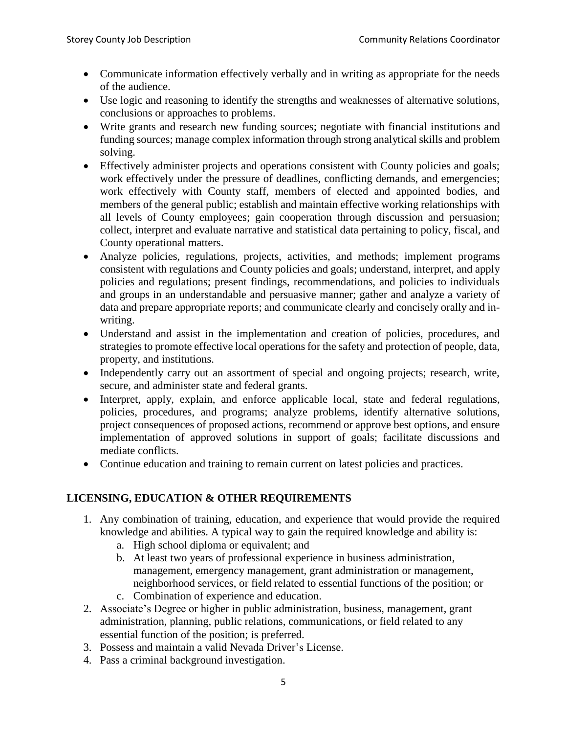- Communicate information effectively verbally and in writing as appropriate for the needs of the audience.
- Use logic and reasoning to identify the strengths and weaknesses of alternative solutions, conclusions or approaches to problems.
- Write grants and research new funding sources; negotiate with financial institutions and funding sources; manage complex information through strong analytical skills and problem solving.
- Effectively administer projects and operations consistent with County policies and goals; work effectively under the pressure of deadlines, conflicting demands, and emergencies; work effectively with County staff, members of elected and appointed bodies, and members of the general public; establish and maintain effective working relationships with all levels of County employees; gain cooperation through discussion and persuasion; collect, interpret and evaluate narrative and statistical data pertaining to policy, fiscal, and County operational matters.
- Analyze policies, regulations, projects, activities, and methods; implement programs consistent with regulations and County policies and goals; understand, interpret, and apply policies and regulations; present findings, recommendations, and policies to individuals and groups in an understandable and persuasive manner; gather and analyze a variety of data and prepare appropriate reports; and communicate clearly and concisely orally and in-writing.
- Understand and assist in the implementation and creation of policies, procedures, and strategies to promote effective local operations for the safety and protection of people, data, property, and institutions.
- Independently carry out an assortment of special and ongoing projects; research, write, secure, and administer state and federal grants.
- Interpret, apply, explain, and enforce applicable local, state and federal regulations, policies, procedures, and programs; analyze problems, identify alternative solutions, project consequences of proposed actions, recommend or approve best options, and ensure implementation of approved solutions in support of goals; facilitate discussions and mediate conflicts.
- Continue education and training to remain current on latest policies and practices.

## LICENSING, EDUCATION & OTHER REQUIREMENTS

1. Any combination of training, education, and experience that would provide the required knowledge and abilities. A typical way to gain the required knowledge and ability is:
   a. High school diploma or equivalent; and
   b. At least two years of professional experience in business administration, management, emergency management, grant administration or management, neighborhood services, or field related to essential functions of the position; or
   c. Combination of experience and education.
2. Associate's Degree or higher in public administration, business, management, grant administration, planning, public relations, communications, or field related to any essential function of the position; is preferred.
3. Possess and maintain a valid Nevada Driver's License.
4. Pass a criminal background investigation.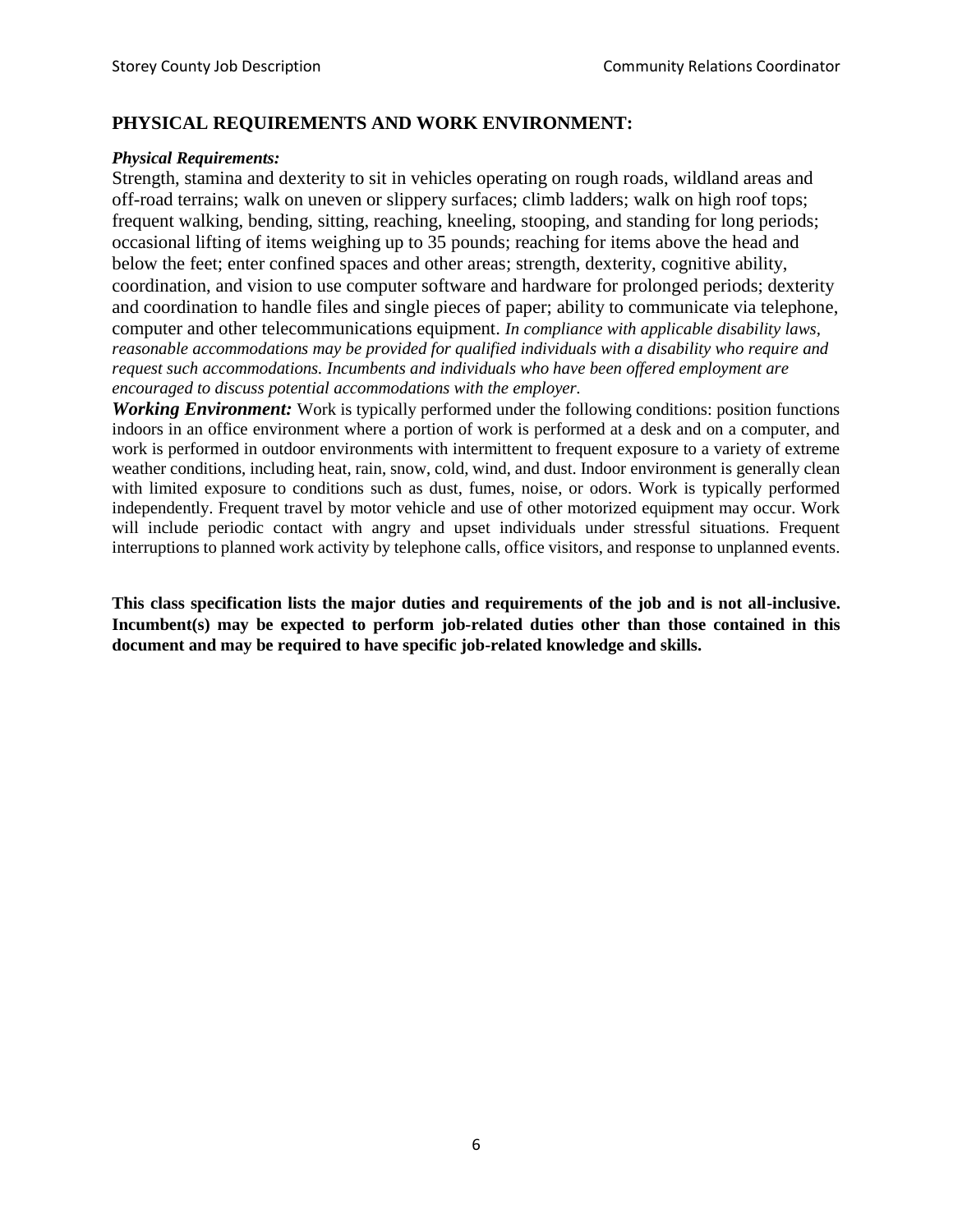## PHYSICAL REQUIREMENTS AND WORK ENVIRONMENT:

***Physical Requirements:***

Strength, stamina and dexterity to sit in vehicles operating on rough roads, wildland areas and off-road terrains; walk on uneven or slippery surfaces; climb ladders; walk on high roof tops; frequent walking, bending, sitting, reaching, kneeling, stooping, and standing for long periods; occasional lifting of items weighing up to 35 pounds; reaching for items above the head and below the feet; enter confined spaces and other areas; strength, dexterity, cognitive ability, coordination, and vision to use computer software and hardware for prolonged periods; dexterity and coordination to handle files and single pieces of paper; ability to communicate via telephone, computer and other telecommunications equipment. *In compliance with applicable disability laws, reasonable accommodations may be provided for qualified individuals with a disability who require and request such accommodations. Incumbents and individuals who have been offered employment are encouraged to discuss potential accommodations with the employer.*

***Working Environment:*** Work is typically performed under the following conditions: position functions indoors in an office environment where a portion of work is performed at a desk and on a computer, and work is performed in outdoor environments with intermittent to frequent exposure to a variety of extreme weather conditions, including heat, rain, snow, cold, wind, and dust. Indoor environment is generally clean with limited exposure to conditions such as dust, fumes, noise, or odors. Work is typically performed independently. Frequent travel by motor vehicle and use of other motorized equipment may occur. Work will include periodic contact with angry and upset individuals under stressful situations. Frequent interruptions to planned work activity by telephone calls, office visitors, and response to unplanned events.

**This class specification lists the major duties and requirements of the job and is not all-inclusive. Incumbent(s) may be expected to perform job-related duties other than those contained in this document and may be required to have specific job-related knowledge and skills.**